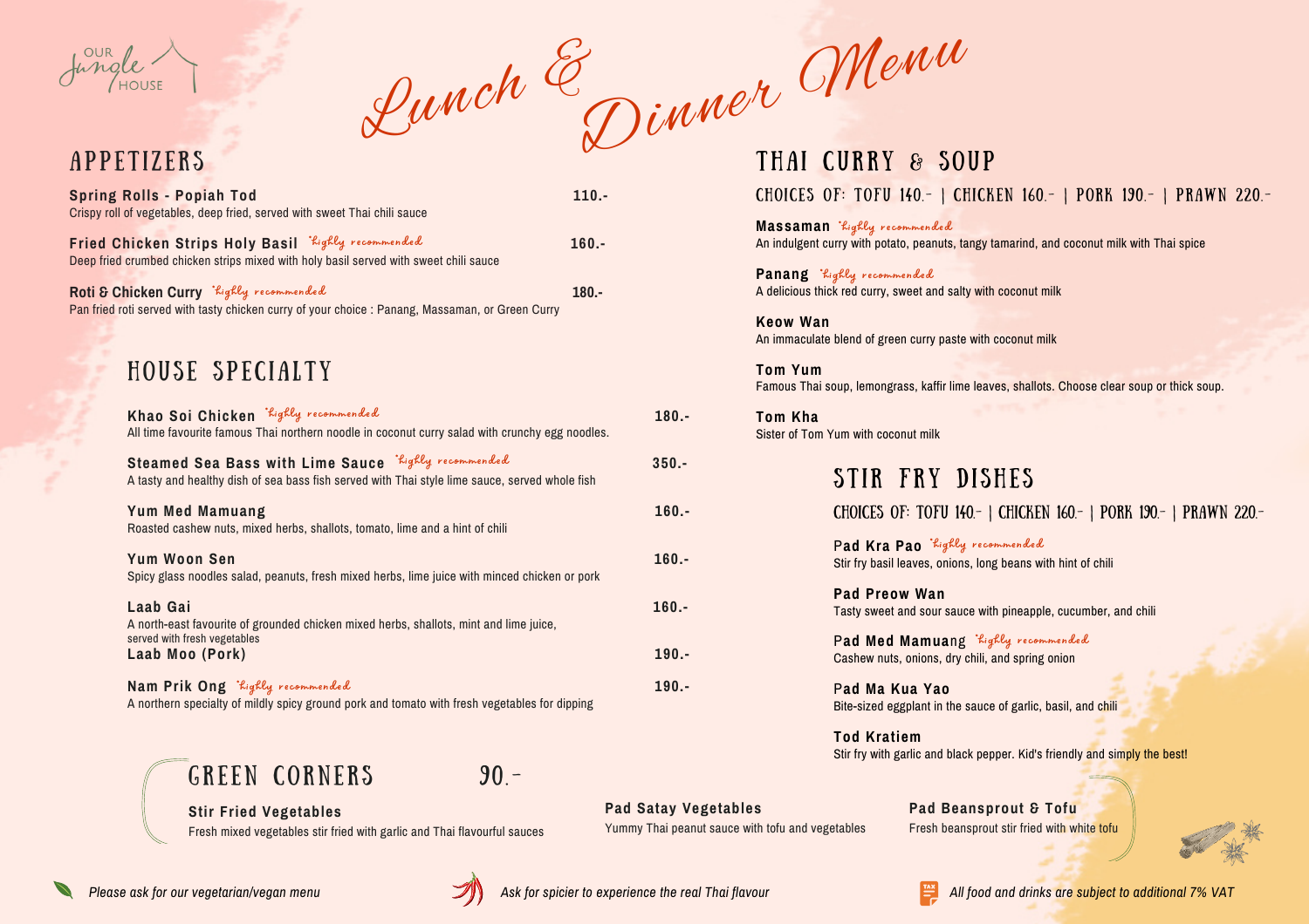Our Jungle House

# Lunch & Dinner Menu

## APPETIZERS

**Spring Rolls - Popiah Tod** 110.-
Crispy roll of vegetables, deep fried, served with sweet Thai chili sauce

**Fried Chicken Strips Holy Basil** *highly recommended* 160.-
Deep fried crumbed chicken strips mixed with holy basil served with sweet chili sauce

**Roti & Chicken Curry** *highly recommended* 180.-
Pan fried roti served with tasty chicken curry of your choice : Panang, Massaman, or Green Curry

## HOUSE SPECIALTY

**Khao Soi Chicken** *highly recommended* 180.-
All time favourite famous Thai northern noodle in coconut curry salad with crunchy egg noodles.

**Steamed Sea Bass with Lime Sauce** *highly recommended* 350.-
A tasty and healthy dish of sea bass fish served with Thai style lime sauce, served whole fish

**Yum Med Mamuang** 160.-
Roasted cashew nuts, mixed herbs, shallots, tomato, lime and a hint of chili

**Yum Woon Sen** 160.-
Spicy glass noodles salad, peanuts, fresh mixed herbs, lime juice with minced chicken or pork

**Laab Gai** 160.-
A north-east favourite of grounded chicken mixed herbs, shallots, mint and lime juice, served with fresh vegetables

**Laab Moo (Pork)** 190.-

**Nam Prik Ong** *highly recommended* 190.-
A northern specialty of mildly spicy ground pork and tomato with fresh vegetables for dipping

## GREEN CORNERS 90.-

**Stir Fried Vegetables**
Fresh mixed vegetables stir fried with garlic and Thai flavourful sauces

**Pad Satay Vegetables**
Yummy Thai peanut sauce with tofu and vegetables

**Pad Beansprout & Tofu**
Fresh beansprout stir fried with white tofu

## THAI CURRY & SOUP

CHOICES OF: TOFU 140.- | CHICKEN 160.- | PORK 190.- | PRAWN 220.-

**Massaman** *highly recommended*
An indulgent curry with potato, peanuts, tangy tamarind, and coconut milk with Thai spice

**Panang** *highly recommended*
A delicious thick red curry, sweet and salty with coconut milk

**Keow Wan**
An immaculate blend of green curry paste with coconut milk

**Tom Yum**
Famous Thai soup, lemongrass, kaffir lime leaves, shallots. Choose clear soup or thick soup.

**Tom Kha**
Sister of Tom Yum with coconut milk

## STIR FRY DISHES

CHOICES OF: TOFU 140.- | CHICKEN 160.- | PORK 190.- | PRAWN 220.-

**Pad Kra Pao** *highly recommended*
Stir fry basil leaves, onions, long beans with hint of chili

**Pad Preow Wan**
Tasty sweet and sour sauce with pineapple, cucumber, and chili

**Pad Med Mamuang** *highly recommended*
Cashew nuts, onions, dry chili, and spring onion

**Pad Ma Kua Yao**
Bite-sized eggplant in the sauce of garlic, basil, and chili

**Tod Kratiem**
Stir fry with garlic and black pepper. Kid's friendly and simply the best!

*Please ask for our vegetarian/vegan menu*

*Ask for spicier to experience the real Thai flavour*

*All food and drinks are subject to additional 7% VAT*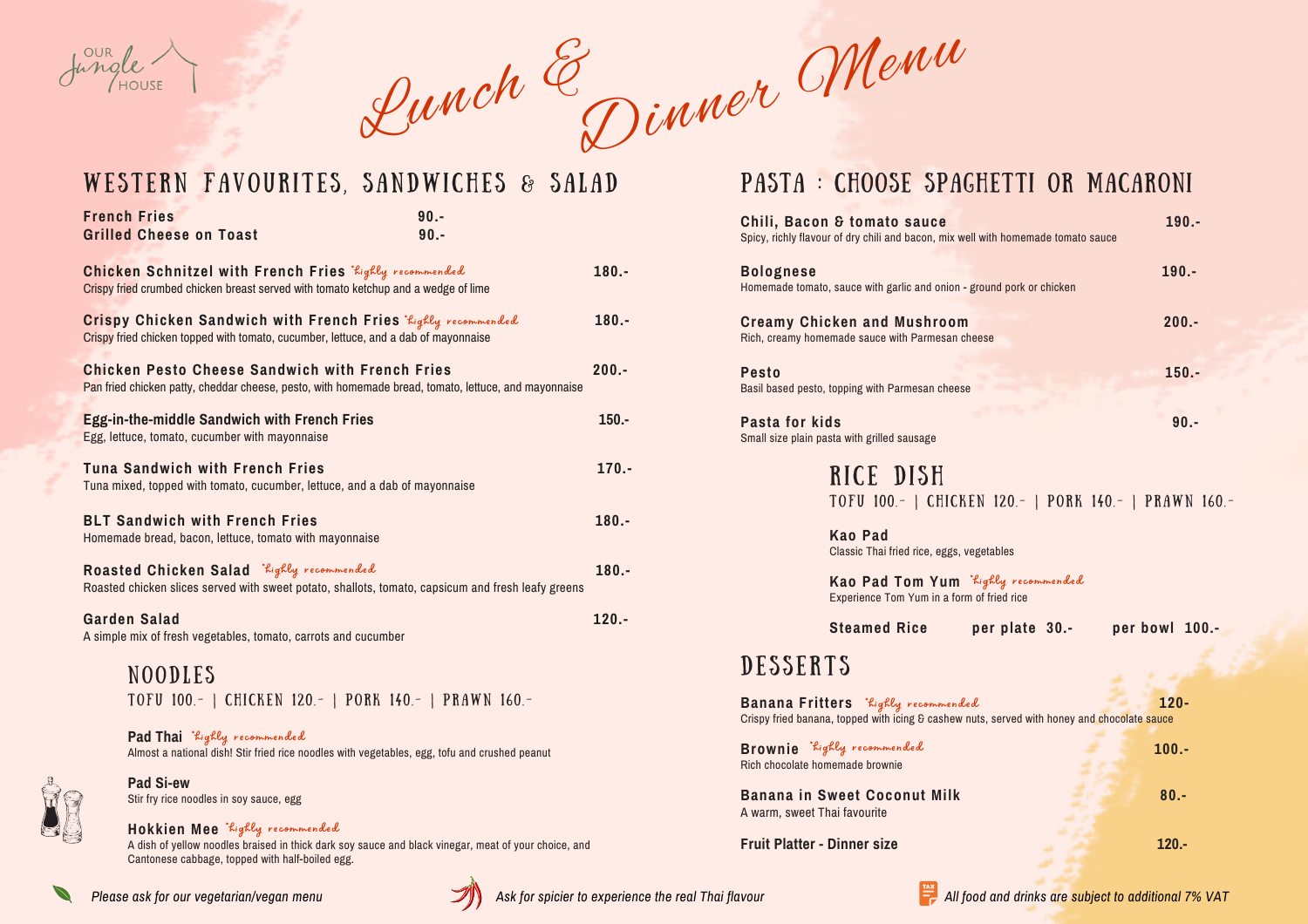OUR Jungle HOUSE

# Lunch & Dinner Menu

## WESTERN FAVOURITES, SANDWICHES & SALAD

**French Fries** 90.-

**Grilled Cheese on Toast** 90.-

**Chicken Schnitzel with French Fries** *highly recommended* 180.-
Crispy fried crumbed chicken breast served with tomato ketchup and a wedge of lime

**Crispy Chicken Sandwich with French Fries** *highly recommended* 180.-
Crispy fried chicken topped with tomato, cucumber, lettuce, and a dab of mayonnaise

**Chicken Pesto Cheese Sandwich with French Fries** 200.-
Pan fried chicken patty, cheddar cheese, pesto, with homemade bread, tomato, lettuce, and mayonnaise

**Egg-in-the-middle Sandwich with French Fries** 150.-
Egg, lettuce, tomato, cucumber with mayonnaise

**Tuna Sandwich with French Fries** 170.-
Tuna mixed, topped with tomato, cucumber, lettuce, and a dab of mayonnaise

**BLT Sandwich with French Fries** 180.-
Homemade bread, bacon, lettuce, tomato with mayonnaise

**Roasted Chicken Salad** *highly recommended* 180.-
Roasted chicken slices served with sweet potato, shallots, tomato, capsicum and fresh leafy greens

**Garden Salad** 120.-
A simple mix of fresh vegetables, tomato, carrots and cucumber

## NOODLES

TOFU 100.- | CHICKEN 120.- | PORK 140.- | PRAWN 160.-

**Pad Thai** *highly recommended*
Almost a national dish! Stir fried rice noodles with vegetables, egg, tofu and crushed peanut

**Pad Si-ew**
Stir fry rice noodles in soy sauce, egg

**Hokkien Mee** *highly recommended*
A dish of yellow noodles braised in thick dark soy sauce and black vinegar, meat of your choice, and Cantonese cabbage, topped with half-boiled egg.

## PASTA : CHOOSE SPAGHETTI OR MACARONI

**Chili, Bacon & tomato sauce** 190.-
Spicy, richly flavour of dry chili and bacon, mix well with homemade tomato sauce

**Bolognese** 190.-
Homemade tomato, sauce with garlic and onion - ground pork or chicken

**Creamy Chicken and Mushroom** 200.-
Rich, creamy homemade sauce with Parmesan cheese

**Pesto** 150.-
Basil based pesto, topping with Parmesan cheese

**Pasta for kids** 90.-
Small size plain pasta with grilled sausage

## RICE DISH

TOFU 100.- | CHICKEN 120.- | PORK 140.- | PRAWN 160.-

**Kao Pad**
Classic Thai fried rice, eggs, vegetables

**Kao Pad Tom Yum** *highly recommended*
Experience Tom Yum in a form of fried rice

**Steamed Rice** per plate 30.- per bowl 100.-

## DESSERTS

**Banana Fritters** *highly recommended* 120-
Crispy fried banana, topped with icing & cashew nuts, served with honey and chocolate sauce

**Brownie** *highly recommended* 100.-
Rich chocolate homemade brownie

**Banana in Sweet Coconut Milk** 80.-
A warm, sweet Thai favourite

**Fruit Platter - Dinner size** 120.-

*Please ask for our vegetarian/vegan menu*

*Ask for spicier to experience the real Thai flavour*

*All food and drinks are subject to additional 7% VAT*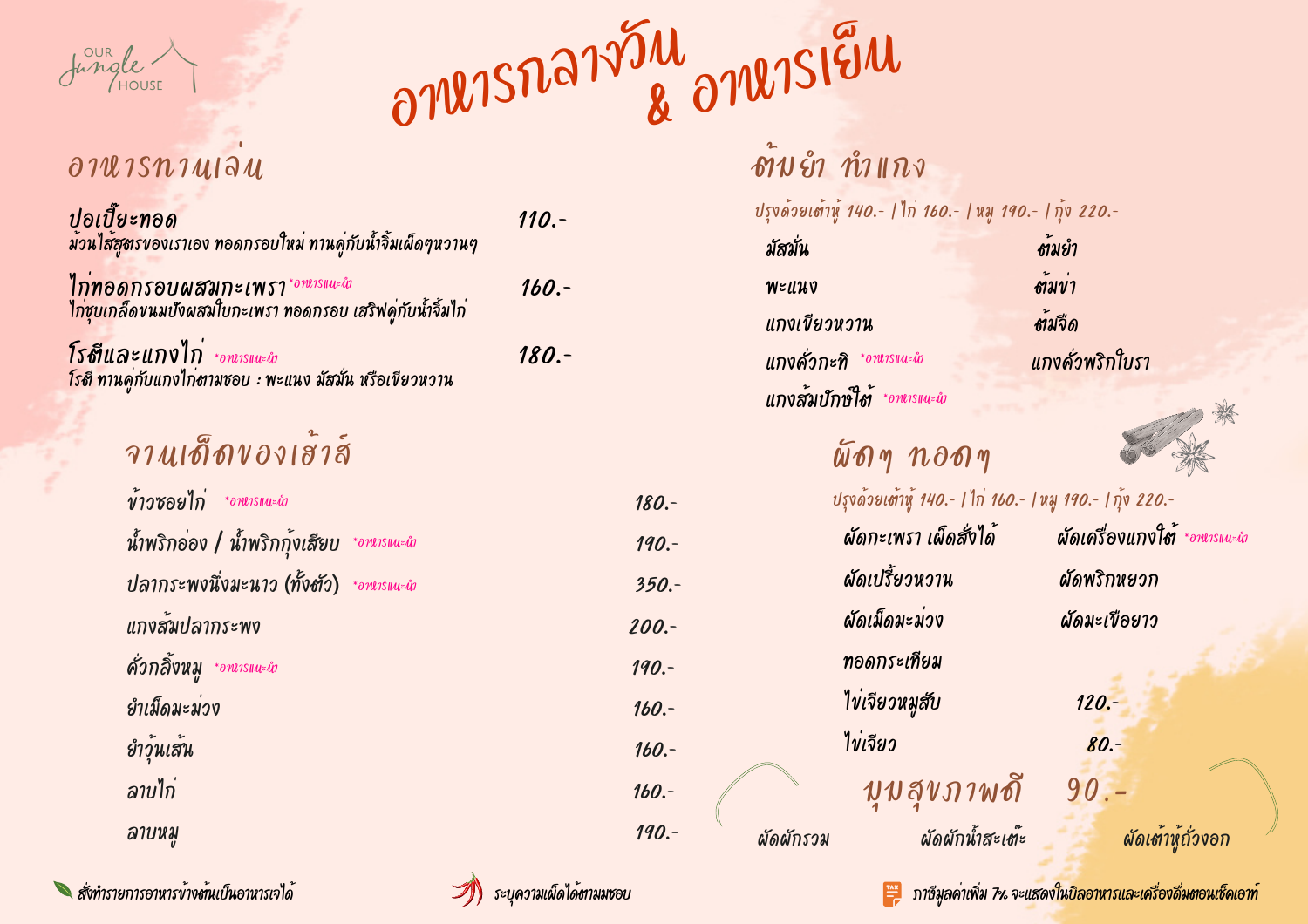OUR Jungle HOUSE

# อาหารกลางวัน & อาหารเย็น

## อาหารทานเล่น

**ปอเปี๊ยะทอด** — 110.-
ม้วนไส้สูตรของเราเอง ทอดกรอบใหม่ ทานคู่กับน้ำจิ้มเผ็ดๆหวานๆ

**ไก่ทอดกรอบผสมกะเพรา** *อาหารแนะนำ — 160.-
ไก่ชุบเกล็ดขนมปังผสมใบกะเพรา ทอดกรอบ เสริฟคู่กับน้ำจิ้มไก่

**โรตีและแกงไก่** *อาหารแนะนำ — 180.-
โรตี ทานคู่กับแกงไก่ตามชอบ : พะแนง มัสมั่น หรือเขียวหวาน

## จานเด็ดของเฮ้าส์

| รายการ | ราคา |
|---|---|
| ข้าวซอยไก่ *อาหารแนะนำ | 180.- |
| น้ำพริกอ่อง / น้ำพริกกุ้งเสียบ *อาหารแนะนำ | 190.- |
| ปลากระพงนึ่งมะนาว (ทั้งตัว) *อาหารแนะนำ | 350.- |
| แกงส้มปลากระพง | 200.- |
| คั่วกลิ้งหมู *อาหารแนะนำ | 190.- |
| ยำเม็ดมะม่วง | 160.- |
| ยำวุ้นเส้น | 160.- |
| ลาบไก่ | 160.- |
| ลาบหมู | 190.- |

## ต้มยำ ทำแกง

ปรุงด้วยเต้าหู้ 140.- | ไก่ 160.- | หมู 190.- | กุ้ง 220.-

| | |
|---|---|
| มัสมั่น | ต้มยำ |
| พะแนง | ต้มข่า |
| แกงเขียวหวาน | ต้มจืด |
| แกงคั่วกะทิ *อาหารแนะนำ | แกงคั่วพริกใบรา |
| แกงส้มปักษ์ใต้ *อาหารแนะนำ | |

## ผัดๆ ทอดๆ

ปรุงด้วยเต้าหู้ 140.- | ไก่ 160.- | หมู 190.- | กุ้ง 220.-

| | |
|---|---|
| ผัดกะเพรา เผ็ดสั่งได้ | ผัดเครื่องแกงใต้ *อาหารแนะนำ |
| ผัดเปรี้ยวหวาน | ผัดพริกหยวก |
| ผัดเม็ดมะม่วง | ผัดมะเขือยาว |
| ทอดกระเทียม | |
| ไข่เจียวหมูสับ | 120.- |
| ไข่เจียว | 80.- |

## มุมสุขภาพดี 90.-

ผัดผักรวม | ผัดผักน้ำสะเต๊ะ | ผัดเต้าหู้ถั่วงอก

---

สั่งทำรายการอาหารข้างต้นเป็นอาหารเจได้

ระบุความเผ็ดได้ตามชอบ

ภาษีมูลค่าเพิ่ม 7% จะแสดงในบิลอาหารและเครื่องดื่มตอนเช็คเอาท์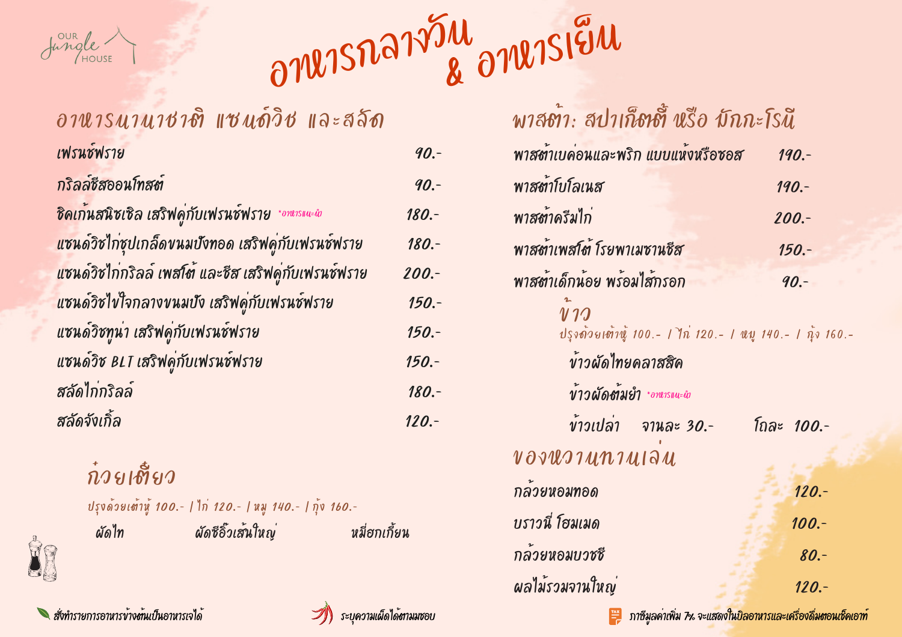OUR Jungle HOUSE

# อาหารกลางวัน & อาหารเย็น

## อาหารนานาชาติ แซนด์วิช และสลัด

| | |
|---|---|
| เฟรนช์ฟราย | 90.- |
| กริลล์ชีสออนโทสต์ | 90.- |
| ชิคเก้นสนิชเซิล เสิร์ฟคู่กับเฟรนช์ฟราย *อาหารแนะนำ | 180.- |
| แซนด์วิชไก่ชุปเกล็ดขนมปังทอด เสิร์ฟคู่กับเฟรนช์ฟราย | 180.- |
| แซนด์วิชไก่กริลล์ เพสโต้ และชีส เสิร์ฟคู่กับเฟรนช์ฟราย | 200.- |
| แซนด์วิชไข่ใจกลางขนมปัง เสิร์ฟคู่กับเฟรนช์ฟราย | 150.- |
| แซนด์วิชทูน่า เสิร์ฟคู่กับเฟรนช์ฟราย | 150.- |
| แซนด์วิช BLT เสิร์ฟคู่กับเฟรนช์ฟราย | 150.- |
| สลัดไก่กริลล์ | 180.- |
| สลัดจังเกิ้ล | 120.- |

### ก๋วยเตี๋ยว

ปรุงด้วยเต้าหู้ 100.- | ไก่ 120.- | หมู 140.- | กุ้ง 160.-

ผัดไท ผัดซีอิ๊วเส้นใหญ่ หมี่ฮกเกี้ยน

## พาสต้า: สปาเก็ตตี้ หรือ มักกะโรนี

| | |
|---|---|
| พาสต้าเบค่อนและพริก แบบแห้งหรือซอส | 190.- |
| พาสต้าโบโลเนส | 190.- |
| พาสต้าครีมไก่ | 200.- |
| พาสต้าเพสโต้ โรยพาเมซานชีส | 150.- |
| พาสต้าเด็กน้อย พร้อมไส้กรอก | 90.- |

### ข้าว

ปรุงด้วยเต้าหู้ 100.- | ไก่ 120.- | หมู 140.- | กุ้ง 160.-

ข้าวผัดไทยคลาสสิค

ข้าวผัดต้มยำ *อาหารแนะนำ

ข้าวเปล่า จานละ 30.- โถละ 100.-

## ของหวานทานเล่น

| | |
|---|---|
| กล้วยหอมทอด | 120.- |
| บราวนี่ โฮมเมด | 100.- |
| กล้วยหอมบวชชี | 80.- |
| ผลไม้รวมจานใหญ่ | 120.- |

สั่งทำรายการอาหารข้างต้นเป็นอาหารเจได้

ระบุความเผ็ดได้ตามชอบ

ภาษีมูลค่าเพิ่ม 7% จะแสดงในบิลอาหารและเครื่องดื่มตอนเช็คเอาท์